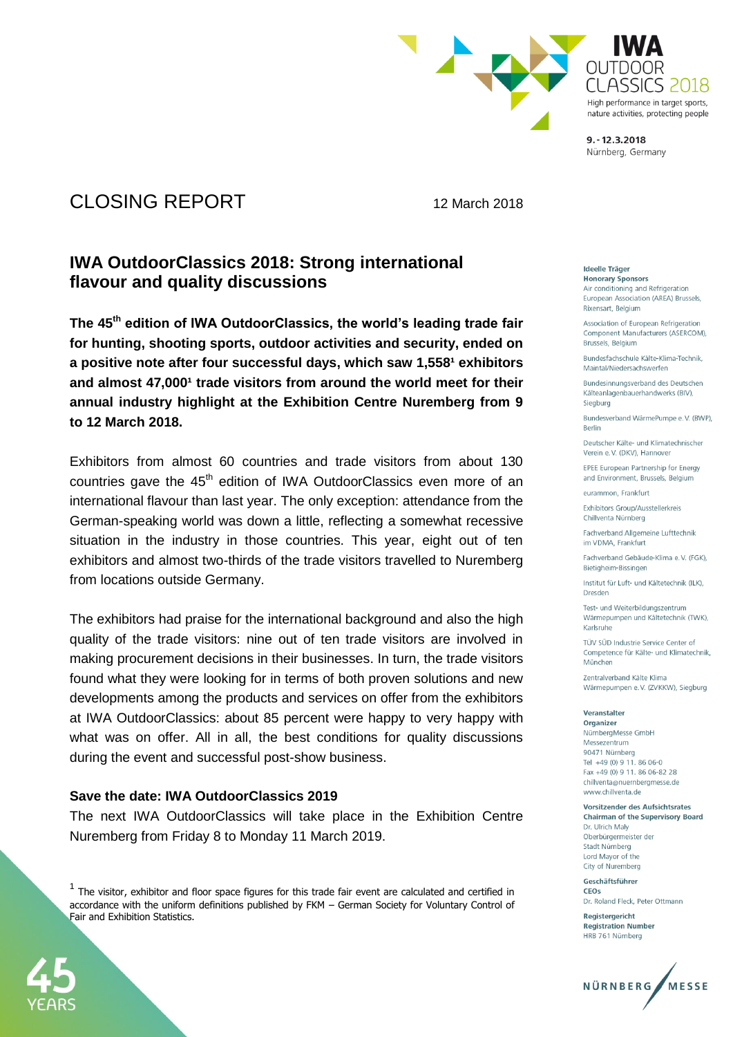IWA OUTDOOR CLASSICS 2018

High performance in target sports, nature activities, protecting people

9.-12.3.2018
Nürnberg, Germany

# CLOSING REPORT

12 March 2018

## IWA OutdoorClassics 2018: Strong international flavour and quality discussions

**The 45th edition of IWA OutdoorClassics, the world's leading trade fair for hunting, shooting sports, outdoor activities and security, ended on a positive note after four successful days, which saw 1,558[1] exhibitors and almost 47,000[1] trade visitors from around the world meet for their annual industry highlight at the Exhibition Centre Nuremberg from 9 to 12 March 2018.**

Exhibitors from almost 60 countries and trade visitors from about 130 countries gave the 45th edition of IWA OutdoorClassics even more of an international flavour than last year. The only exception: attendance from the German-speaking world was down a little, reflecting a somewhat recessive situation in the industry in those countries. This year, eight out of ten exhibitors and almost two-thirds of the trade visitors travelled to Nuremberg from locations outside Germany.

The exhibitors had praise for the international background and also the high quality of the trade visitors: nine out of ten trade visitors are involved in making procurement decisions in their businesses. In turn, the trade visitors found what they were looking for in terms of both proven solutions and new developments among the products and services on offer from the exhibitors at IWA OutdoorClassics: about 85 percent were happy to very happy with what was on offer. All in all, the best conditions for quality discussions during the event and successful post-show business.

**Save the date: IWA OutdoorClassics 2019**

The next IWA OutdoorClassics will take place in the Exhibition Centre Nuremberg from Friday 8 to Monday 11 March 2019.

[1] The visitor, exhibitor and floor space figures for this trade fair event are calculated and certified in accordance with the uniform definitions published by FKM – German Society for Voluntary Control of Fair and Exhibition Statistics.

**Ideelle Träger**
**Honorary Sponsors**

Air conditioning and Refrigeration European Association (AREA) Brussels, Rixensart, Belgium

Association of European Refrigeration Component Manufacturers (ASERCOM), Brussels, Belgium

Bundesfachschule Kälte-Klima-Technik, Maintal/Niedersachswerfen

Bundesinnungsverband des Deutschen Kälteanlagenbauerhandwerks (BIV), Siegburg

Bundesverband WärmePumpe e. V. (BWP), Berlin

Deutscher Kälte- und Klimatechnischer Verein e. V. (DKV), Hannover

EPEE European Partnership for Energy and Environment, Brussels, Belgium

eurammon, Frankfurt

Exhibitors Group/Ausstellerkreis Chillventa Nürnberg

Fachverband Allgemeine Lufttechnik im VDMA, Frankfurt

Fachverband Gebäude-Klima e. V. (FGK), Bietigheim-Bissingen

Institut für Luft- und Kältetechnik (ILK), Dresden

Test- und Weiterbildungszentrum Wärmepumpen und Kältetechnik (TWK), Karlsruhe

TÜV SÜD Industrie Service Center of Competence für Kälte- und Klimatechnik, München

Zentralverband Kälte Klima Wärmepumpen e. V. (ZVKKW), Siegburg

**Veranstalter**
**Organizer**

NürnbergMesse GmbH
Messezentrum
90471 Nürnberg
Tel +49 (0) 9 11. 86 06-0
Fax +49 (0) 9 11. 86 06-82 28
chillventa@nuernbergmesse.de
www.chillventa.de

**Vorsitzender des Aufsichtsrates**
**Chairman of the Supervisory Board**

Dr. Ulrich Maly
Oberbürgermeister der Stadt Nürnberg
Lord Mayor of the City of Nuremberg

**Geschäftsführer**
**CEOs**

Dr. Roland Fleck, Peter Ottmann

**Registergericht**
**Registration Number**

HRB 761 Nürnberg

NÜRNBERG MESSE

45 YEARS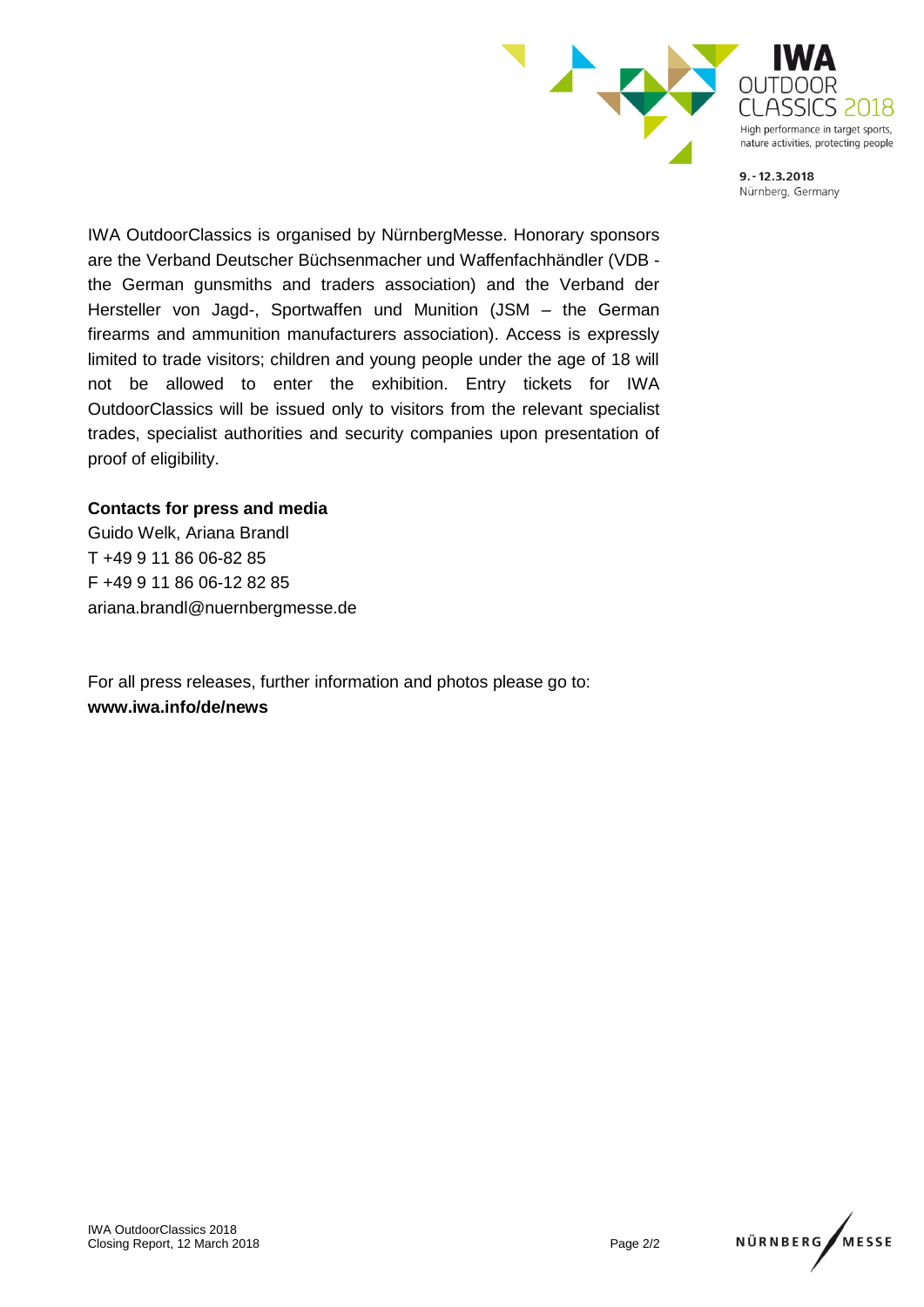IWA OutdoorClassics is organised by NürnbergMesse. Honorary sponsors are the Verband Deutscher Büchsenmacher und Waffenfachhändler (VDB - the German gunsmiths and traders association) and the Verband der Hersteller von Jagd-, Sportwaffen und Munition (JSM – the German firearms and ammunition manufacturers association). Access is expressly limited to trade visitors; children and young people under the age of 18 will not be allowed to enter the exhibition. Entry tickets for IWA OutdoorClassics will be issued only to visitors from the relevant specialist trades, specialist authorities and security companies upon presentation of proof of eligibility.

**Contacts for press and media**

Guido Welk, Ariana Brandl
T +49 9 11 86 06-82 85
F +49 9 11 86 06-12 82 85
ariana.brandl@nuernbergmesse.de

For all press releases, further information and photos please go to:
**www.iwa.info/de/news**